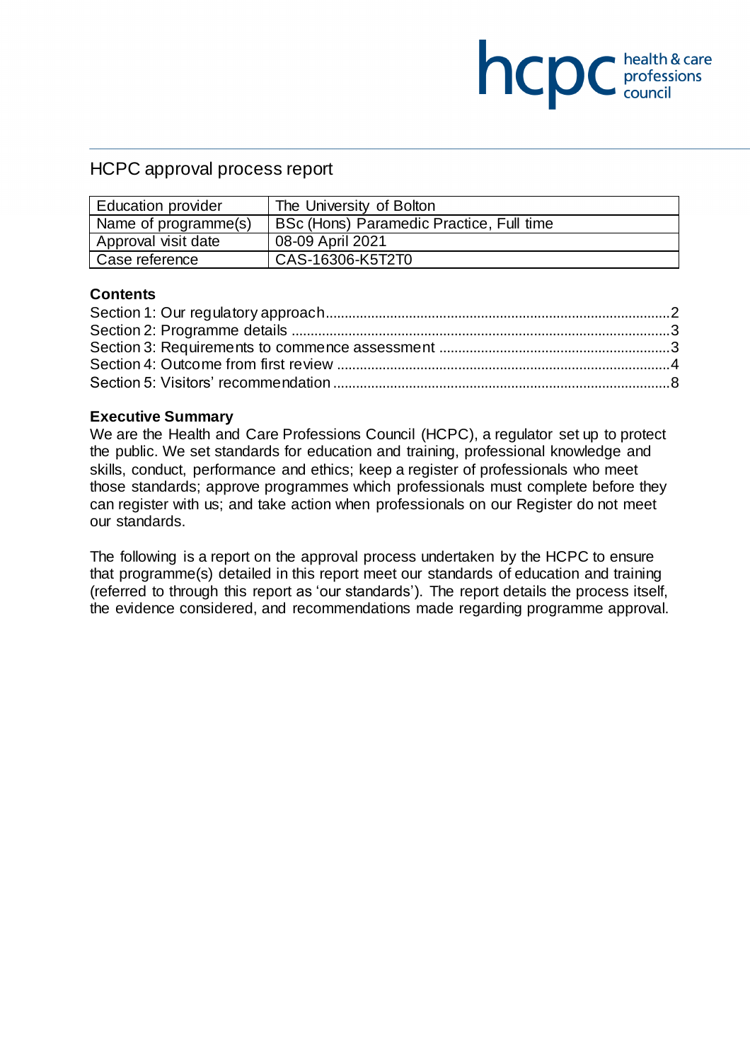# HCPC approval process report

| Education provider | The University of Bolton |
|---|---|
| Name of programme(s) | BSc (Hons) Paramedic Practice, Full time |
| Approval visit date | 08-09 April 2021 |
| Case reference | CAS-16306-K5T2T0 |

**Contents**

Section 1: Our regulatory approach ....... 2
Section 2: Programme details ....... 3
Section 3: Requirements to commence assessment ....... 3
Section 4: Outcome from first review ....... 4
Section 5: Visitors' recommendation ....... 8

**Executive Summary**

We are the Health and Care Professions Council (HCPC), a regulator set up to protect the public. We set standards for education and training, professional knowledge and skills, conduct, performance and ethics; keep a register of professionals who meet those standards; approve programmes which professionals must complete before they can register with us; and take action when professionals on our Register do not meet our standards.

The following is a report on the approval process undertaken by the HCPC to ensure that programme(s) detailed in this report meet our standards of education and training (referred to through this report as 'our standards'). The report details the process itself, the evidence considered, and recommendations made regarding programme approval.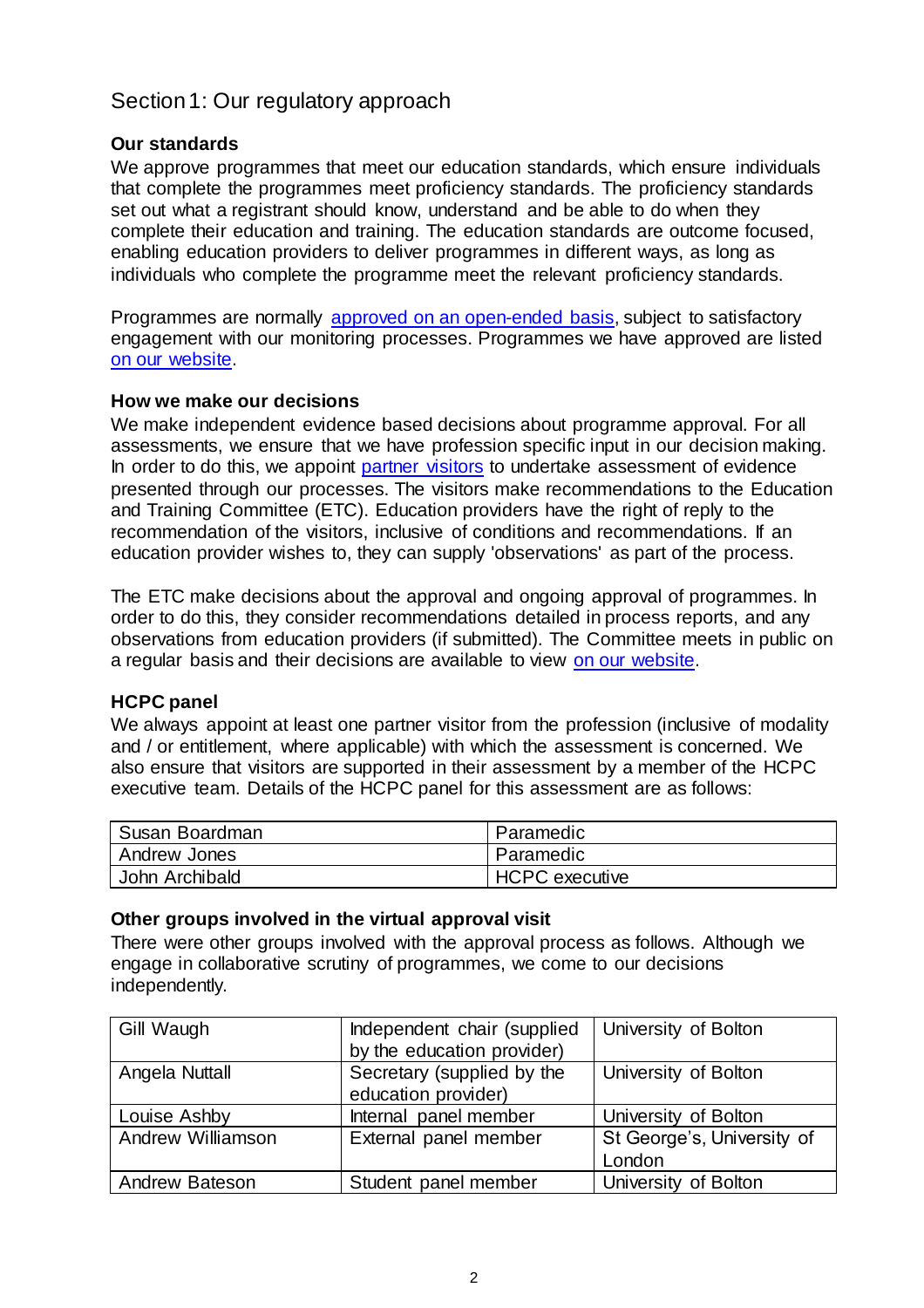## Section 1: Our regulatory approach

### Our standards

We approve programmes that meet our education standards, which ensure individuals that complete the programmes meet proficiency standards. The proficiency standards set out what a registrant should know, understand and be able to do when they complete their education and training. The education standards are outcome focused, enabling education providers to deliver programmes in different ways, as long as individuals who complete the programme meet the relevant proficiency standards.

Programmes are normally approved on an open-ended basis, subject to satisfactory engagement with our monitoring processes. Programmes we have approved are listed on our website.

### How we make our decisions

We make independent evidence based decisions about programme approval. For all assessments, we ensure that we have profession specific input in our decision making. In order to do this, we appoint partner visitors to undertake assessment of evidence presented through our processes. The visitors make recommendations to the Education and Training Committee (ETC). Education providers have the right of reply to the recommendation of the visitors, inclusive of conditions and recommendations. If an education provider wishes to, they can supply 'observations' as part of the process.

The ETC make decisions about the approval and ongoing approval of programmes. In order to do this, they consider recommendations detailed in process reports, and any observations from education providers (if submitted). The Committee meets in public on a regular basis and their decisions are available to view on our website.

### HCPC panel

We always appoint at least one partner visitor from the profession (inclusive of modality and / or entitlement, where applicable) with which the assessment is concerned. We also ensure that visitors are supported in their assessment by a member of the HCPC executive team. Details of the HCPC panel for this assessment are as follows:

| | |
|---|---|
| Susan Boardman | Paramedic |
| Andrew Jones | Paramedic |
| John Archibald | HCPC executive |

### Other groups involved in the virtual approval visit

There were other groups involved with the approval process as follows. Although we engage in collaborative scrutiny of programmes, we come to our decisions independently.

| | | |
|---|---|---|
| Gill Waugh | Independent chair (supplied by the education provider) | University of Bolton |
| Angela Nuttall | Secretary (supplied by the education provider) | University of Bolton |
| Louise Ashby | Internal panel member | University of Bolton |
| Andrew Williamson | External panel member | St George's, University of London |
| Andrew Bateson | Student panel member | University of Bolton |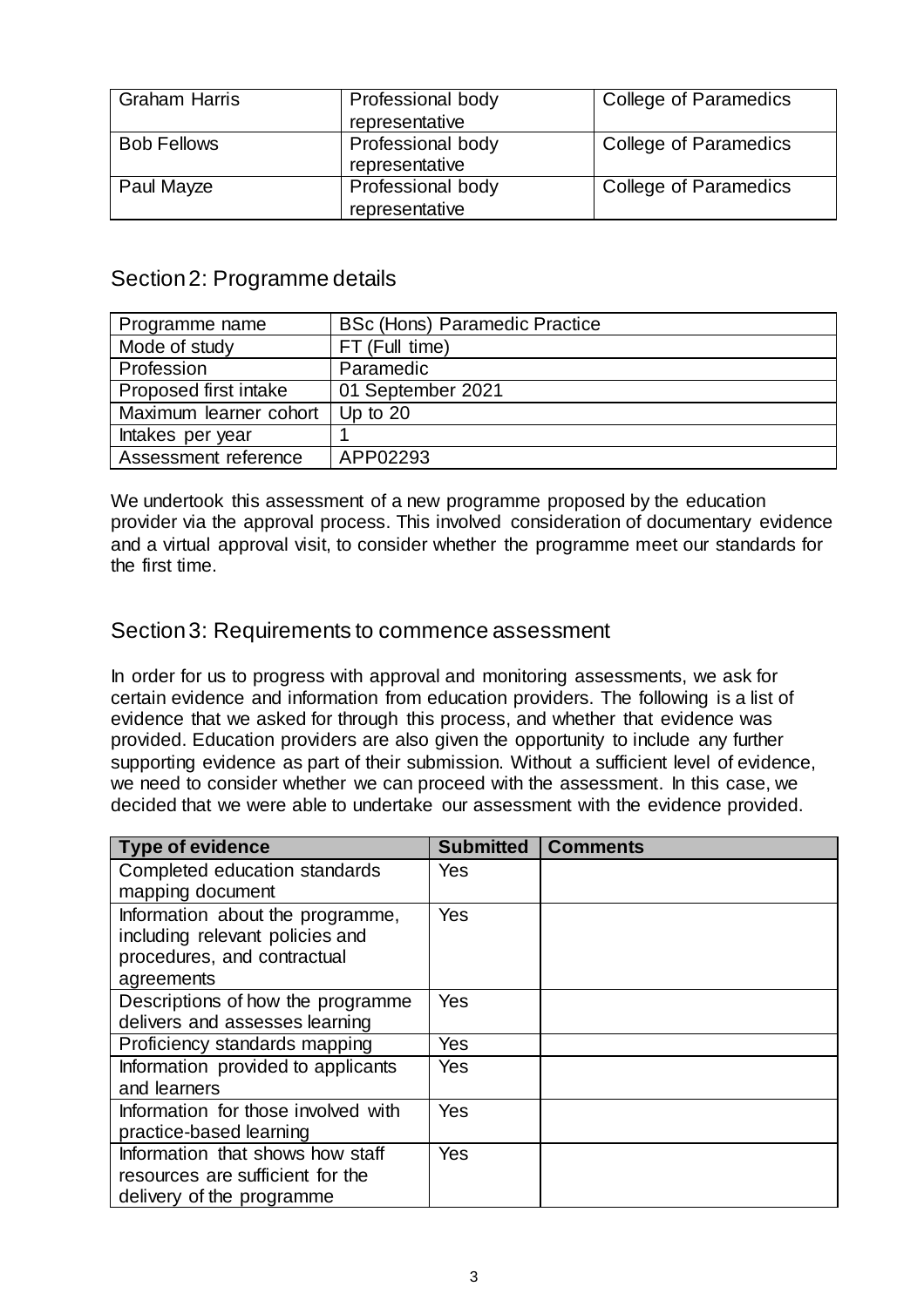| Graham Harris | Professional body representative | College of Paramedics |
|---|---|---|
| Bob Fellows | Professional body representative | College of Paramedics |
| Paul Mayze | Professional body representative | College of Paramedics |

## Section 2: Programme details

| Programme name | BSc (Hons) Paramedic Practice |
|---|---|
| Mode of study | FT (Full time) |
| Profession | Paramedic |
| Proposed first intake | 01 September 2021 |
| Maximum learner cohort | Up to 20 |
| Intakes per year | 1 |
| Assessment reference | APP02293 |

We undertook this assessment of a new programme proposed by the education provider via the approval process. This involved consideration of documentary evidence and a virtual approval visit, to consider whether the programme meet our standards for the first time.

## Section 3: Requirements to commence assessment

In order for us to progress with approval and monitoring assessments, we ask for certain evidence and information from education providers. The following is a list of evidence that we asked for through this process, and whether that evidence was provided. Education providers are also given the opportunity to include any further supporting evidence as part of their submission. Without a sufficient level of evidence, we need to consider whether we can proceed with the assessment. In this case, we decided that we were able to undertake our assessment with the evidence provided.

| Type of evidence | Submitted | Comments |
|---|---|---|
| Completed education standards mapping document | Yes | |
| Information about the programme, including relevant policies and procedures, and contractual agreements | Yes | |
| Descriptions of how the programme delivers and assesses learning | Yes | |
| Proficiency standards mapping | Yes | |
| Information provided to applicants and learners | Yes | |
| Information for those involved with practice-based learning | Yes | |
| Information that shows how staff resources are sufficient for the delivery of the programme | Yes | |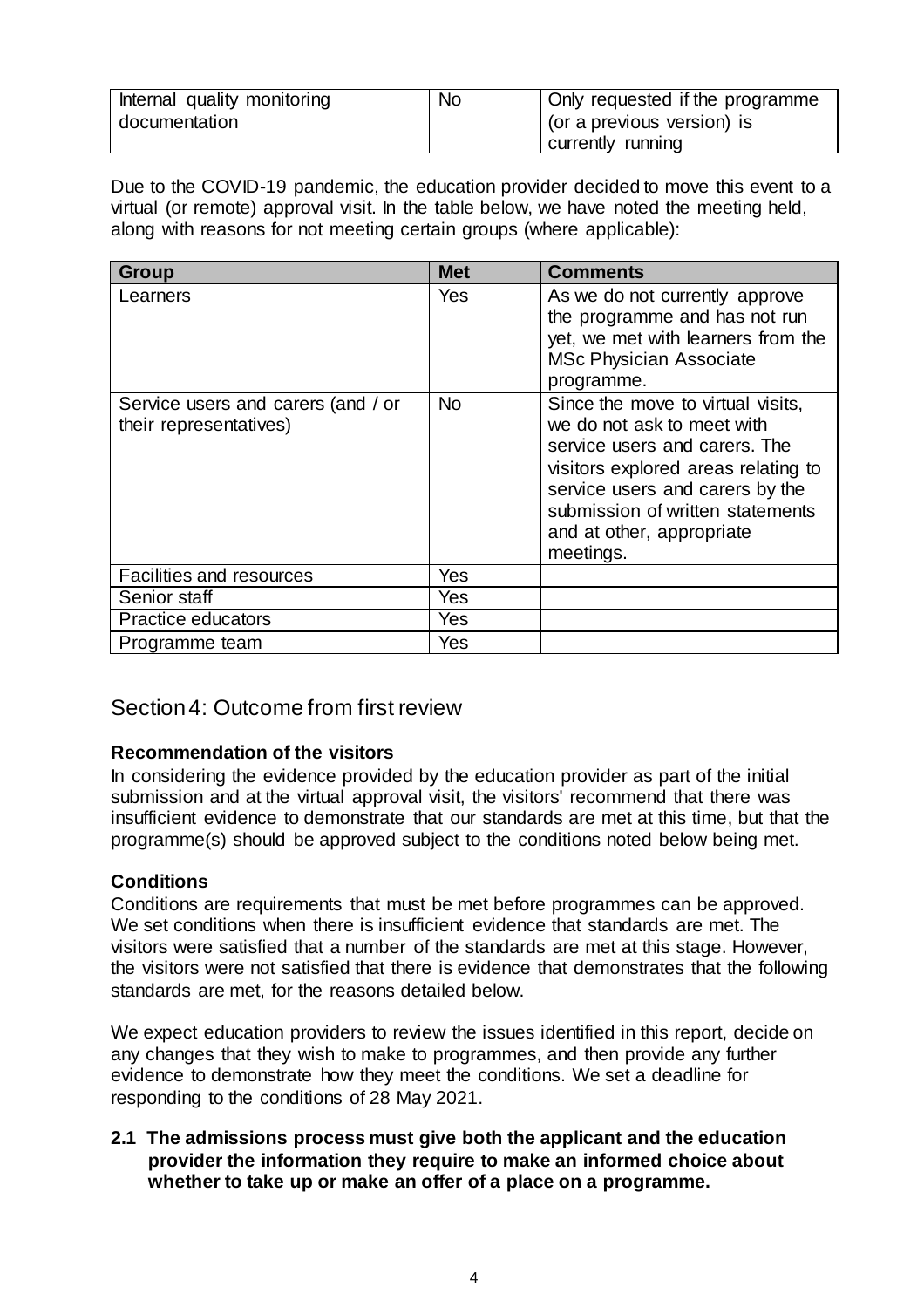| Internal quality monitoring documentation | No | Only requested if the programme (or a previous version) is currently running |
|---|---|---|

Due to the COVID-19 pandemic, the education provider decided to move this event to a virtual (or remote) approval visit. In the table below, we have noted the meeting held, along with reasons for not meeting certain groups (where applicable):

| Group | Met | Comments |
|---|---|---|
| Learners | Yes | As we do not currently approve the programme and has not run yet, we met with learners from the MSc Physician Associate programme. |
| Service users and carers (and / or their representatives) | No | Since the move to virtual visits, we do not ask to meet with service users and carers. The visitors explored areas relating to service users and carers by the submission of written statements and at other, appropriate meetings. |
| Facilities and resources | Yes | |
| Senior staff | Yes | |
| Practice educators | Yes | |
| Programme team | Yes | |

## Section 4: Outcome from first review

**Recommendation of the visitors**

In considering the evidence provided by the education provider as part of the initial submission and at the virtual approval visit, the visitors' recommend that there was insufficient evidence to demonstrate that our standards are met at this time, but that the programme(s) should be approved subject to the conditions noted below being met.

**Conditions**

Conditions are requirements that must be met before programmes can be approved. We set conditions when there is insufficient evidence that standards are met. The visitors were satisfied that a number of the standards are met at this stage. However, the visitors were not satisfied that there is evidence that demonstrates that the following standards are met, for the reasons detailed below.

We expect education providers to review the issues identified in this report, decide on any changes that they wish to make to programmes, and then provide any further evidence to demonstrate how they meet the conditions. We set a deadline for responding to the conditions of 28 May 2021.

**2.1 The admissions process must give both the applicant and the education provider the information they require to make an informed choice about whether to take up or make an offer of a place on a programme.**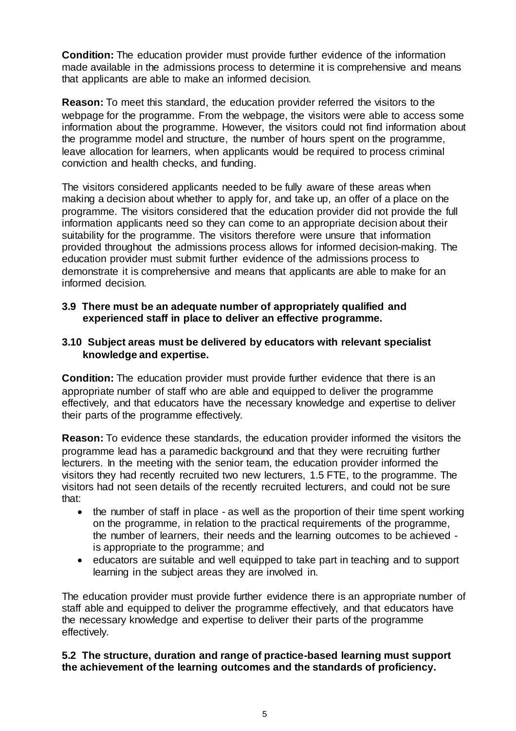**Condition:** The education provider must provide further evidence of the information made available in the admissions process to determine it is comprehensive and means that applicants are able to make an informed decision.

**Reason:** To meet this standard, the education provider referred the visitors to the webpage for the programme. From the webpage, the visitors were able to access some information about the programme. However, the visitors could not find information about the programme model and structure, the number of hours spent on the programme, leave allocation for learners, when applicants would be required to process criminal conviction and health checks, and funding.

The visitors considered applicants needed to be fully aware of these areas when making a decision about whether to apply for, and take up, an offer of a place on the programme. The visitors considered that the education provider did not provide the full information applicants need so they can come to an appropriate decision about their suitability for the programme. The visitors therefore were unsure that information provided throughout the admissions process allows for informed decision-making. The education provider must submit further evidence of the admissions process to demonstrate it is comprehensive and means that applicants are able to make for an informed decision.

**3.9 There must be an adequate number of appropriately qualified and experienced staff in place to deliver an effective programme.**

**3.10 Subject areas must be delivered by educators with relevant specialist knowledge and expertise.**

**Condition:** The education provider must provide further evidence that there is an appropriate number of staff who are able and equipped to deliver the programme effectively, and that educators have the necessary knowledge and expertise to deliver their parts of the programme effectively.

**Reason:** To evidence these standards, the education provider informed the visitors the programme lead has a paramedic background and that they were recruiting further lecturers. In the meeting with the senior team, the education provider informed the visitors they had recently recruited two new lecturers, 1.5 FTE, to the programme. The visitors had not seen details of the recently recruited lecturers, and could not be sure that:

- the number of staff in place - as well as the proportion of their time spent working on the programme, in relation to the practical requirements of the programme, the number of learners, their needs and the learning outcomes to be achieved - is appropriate to the programme; and
- educators are suitable and well equipped to take part in teaching and to support learning in the subject areas they are involved in.

The education provider must provide further evidence there is an appropriate number of staff able and equipped to deliver the programme effectively, and that educators have the necessary knowledge and expertise to deliver their parts of the programme effectively.

**5.2 The structure, duration and range of practice-based learning must support the achievement of the learning outcomes and the standards of proficiency.**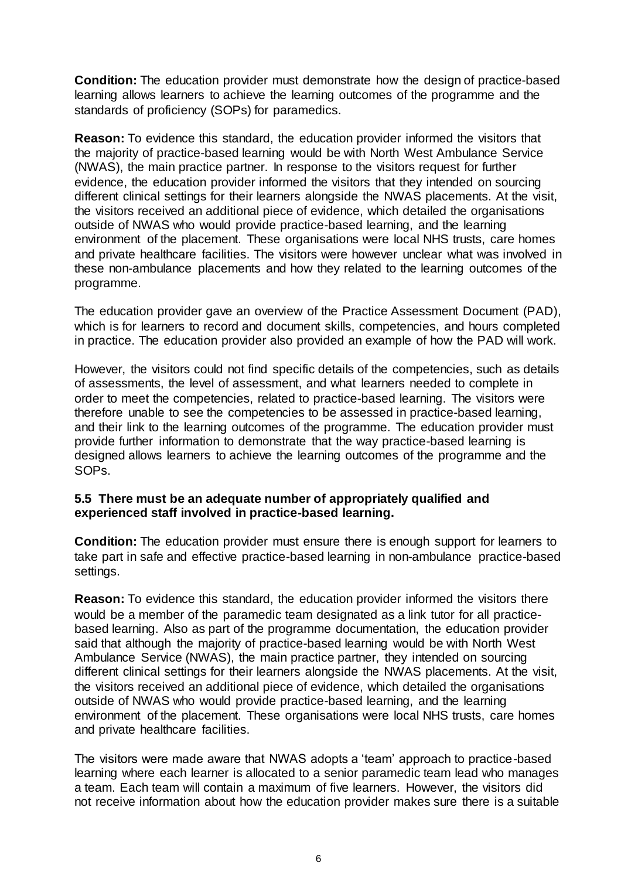**Condition:** The education provider must demonstrate how the design of practice-based learning allows learners to achieve the learning outcomes of the programme and the standards of proficiency (SOPs) for paramedics.

**Reason:** To evidence this standard, the education provider informed the visitors that the majority of practice-based learning would be with North West Ambulance Service (NWAS), the main practice partner. In response to the visitors request for further evidence, the education provider informed the visitors that they intended on sourcing different clinical settings for their learners alongside the NWAS placements. At the visit, the visitors received an additional piece of evidence, which detailed the organisations outside of NWAS who would provide practice-based learning, and the learning environment of the placement. These organisations were local NHS trusts, care homes and private healthcare facilities. The visitors were however unclear what was involved in these non-ambulance placements and how they related to the learning outcomes of the programme.

The education provider gave an overview of the Practice Assessment Document (PAD), which is for learners to record and document skills, competencies, and hours completed in practice. The education provider also provided an example of how the PAD will work.

However, the visitors could not find specific details of the competencies, such as details of assessments, the level of assessment, and what learners needed to complete in order to meet the competencies, related to practice-based learning. The visitors were therefore unable to see the competencies to be assessed in practice-based learning, and their link to the learning outcomes of the programme. The education provider must provide further information to demonstrate that the way practice-based learning is designed allows learners to achieve the learning outcomes of the programme and the SOPs.

**5.5 There must be an adequate number of appropriately qualified and experienced staff involved in practice-based learning.**

**Condition:** The education provider must ensure there is enough support for learners to take part in safe and effective practice-based learning in non-ambulance practice-based settings.

**Reason:** To evidence this standard, the education provider informed the visitors there would be a member of the paramedic team designated as a link tutor for all practice-based learning. Also as part of the programme documentation, the education provider said that although the majority of practice-based learning would be with North West Ambulance Service (NWAS), the main practice partner, they intended on sourcing different clinical settings for their learners alongside the NWAS placements. At the visit, the visitors received an additional piece of evidence, which detailed the organisations outside of NWAS who would provide practice-based learning, and the learning environment of the placement. These organisations were local NHS trusts, care homes and private healthcare facilities.

The visitors were made aware that NWAS adopts a 'team' approach to practice-based learning where each learner is allocated to a senior paramedic team lead who manages a team. Each team will contain a maximum of five learners. However, the visitors did not receive information about how the education provider makes sure there is a suitable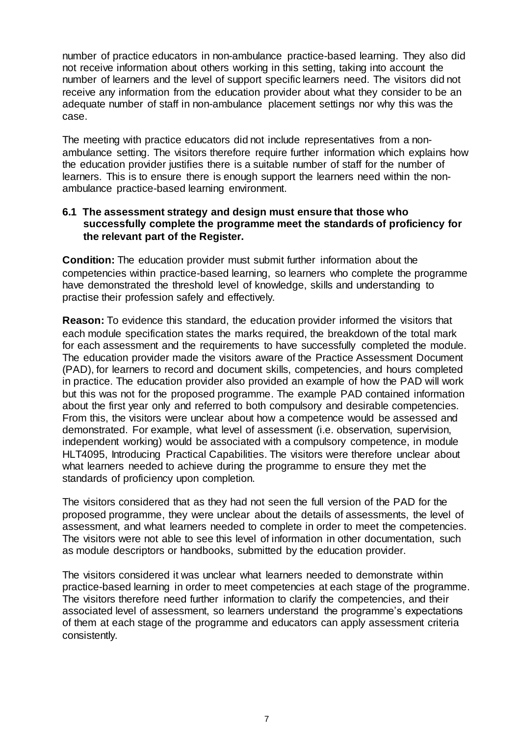number of practice educators in non-ambulance practice-based learning. They also did not receive information about others working in this setting, taking into account the number of learners and the level of support specific learners need. The visitors did not receive any information from the education provider about what they consider to be an adequate number of staff in non-ambulance placement settings nor why this was the case.

The meeting with practice educators did not include representatives from a non-ambulance setting. The visitors therefore require further information which explains how the education provider justifies there is a suitable number of staff for the number of learners. This is to ensure there is enough support the learners need within the non-ambulance practice-based learning environment.

**6.1 The assessment strategy and design must ensure that those who successfully complete the programme meet the standards of proficiency for the relevant part of the Register.**

**Condition:** The education provider must submit further information about the competencies within practice-based learning, so learners who complete the programme have demonstrated the threshold level of knowledge, skills and understanding to practise their profession safely and effectively.

**Reason:** To evidence this standard, the education provider informed the visitors that each module specification states the marks required, the breakdown of the total mark for each assessment and the requirements to have successfully completed the module. The education provider made the visitors aware of the Practice Assessment Document (PAD), for learners to record and document skills, competencies, and hours completed in practice. The education provider also provided an example of how the PAD will work but this was not for the proposed programme. The example PAD contained information about the first year only and referred to both compulsory and desirable competencies. From this, the visitors were unclear about how a competence would be assessed and demonstrated. For example, what level of assessment (i.e. observation, supervision, independent working) would be associated with a compulsory competence, in module HLT4095, Introducing Practical Capabilities. The visitors were therefore unclear about what learners needed to achieve during the programme to ensure they met the standards of proficiency upon completion.

The visitors considered that as they had not seen the full version of the PAD for the proposed programme, they were unclear about the details of assessments, the level of assessment, and what learners needed to complete in order to meet the competencies. The visitors were not able to see this level of information in other documentation, such as module descriptors or handbooks, submitted by the education provider.

The visitors considered it was unclear what learners needed to demonstrate within practice-based learning in order to meet competencies at each stage of the programme. The visitors therefore need further information to clarify the competencies, and their associated level of assessment, so learners understand the programme's expectations of them at each stage of the programme and educators can apply assessment criteria consistently.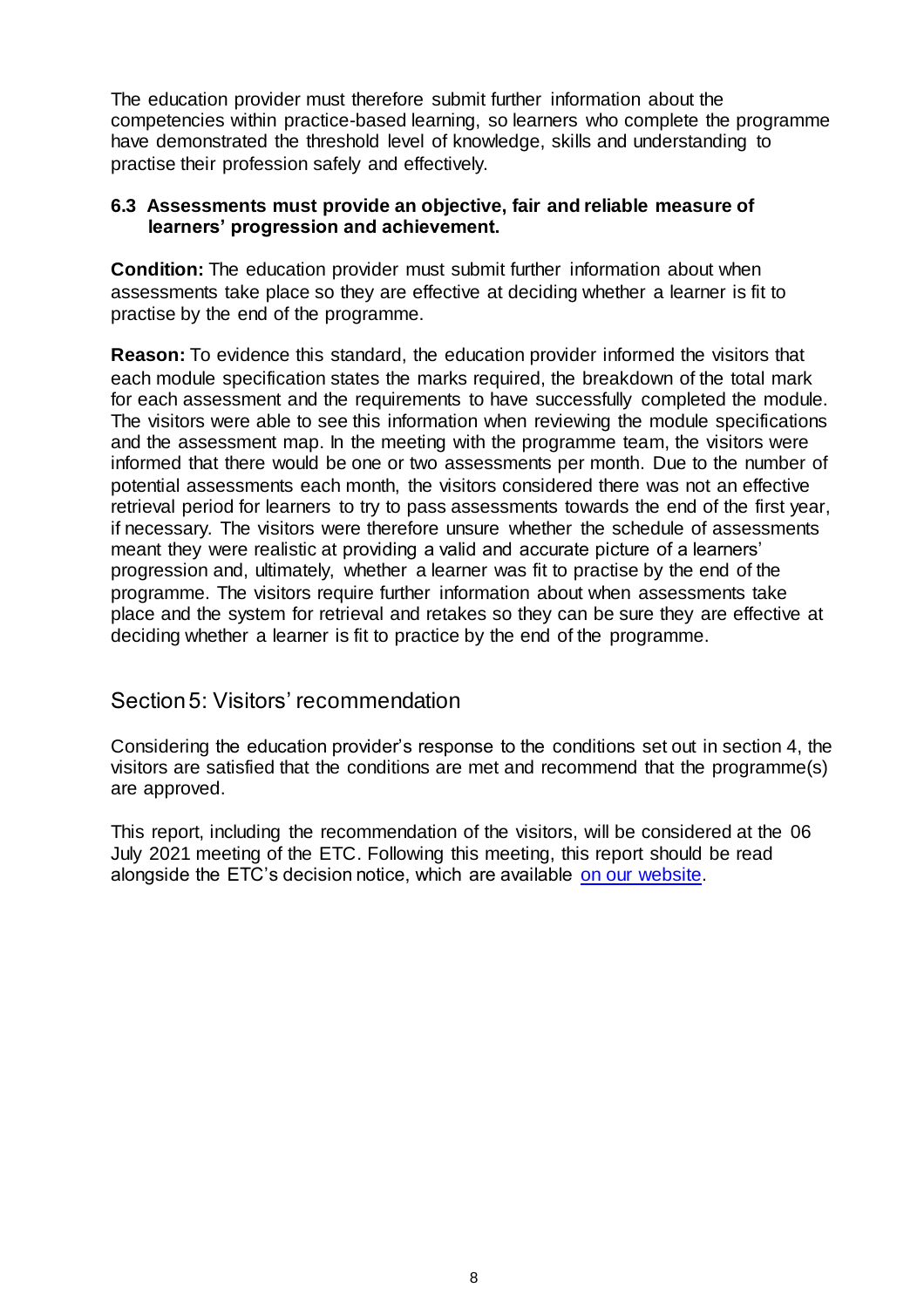The education provider must therefore submit further information about the competencies within practice-based learning, so learners who complete the programme have demonstrated the threshold level of knowledge, skills and understanding to practise their profession safely and effectively.

**6.3 Assessments must provide an objective, fair and reliable measure of learners' progression and achievement.**

**Condition:** The education provider must submit further information about when assessments take place so they are effective at deciding whether a learner is fit to practise by the end of the programme.

**Reason:** To evidence this standard, the education provider informed the visitors that each module specification states the marks required, the breakdown of the total mark for each assessment and the requirements to have successfully completed the module. The visitors were able to see this information when reviewing the module specifications and the assessment map. In the meeting with the programme team, the visitors were informed that there would be one or two assessments per month. Due to the number of potential assessments each month, the visitors considered there was not an effective retrieval period for learners to try to pass assessments towards the end of the first year, if necessary. The visitors were therefore unsure whether the schedule of assessments meant they were realistic at providing a valid and accurate picture of a learners' progression and, ultimately, whether a learner was fit to practise by the end of the programme. The visitors require further information about when assessments take place and the system for retrieval and retakes so they can be sure they are effective at deciding whether a learner is fit to practice by the end of the programme.

## Section 5: Visitors' recommendation

Considering the education provider's response to the conditions set out in section 4, the visitors are satisfied that the conditions are met and recommend that the programme(s) are approved.

This report, including the recommendation of the visitors, will be considered at the 06 July 2021 meeting of the ETC. Following this meeting, this report should be read alongside the ETC's decision notice, which are available on our website.